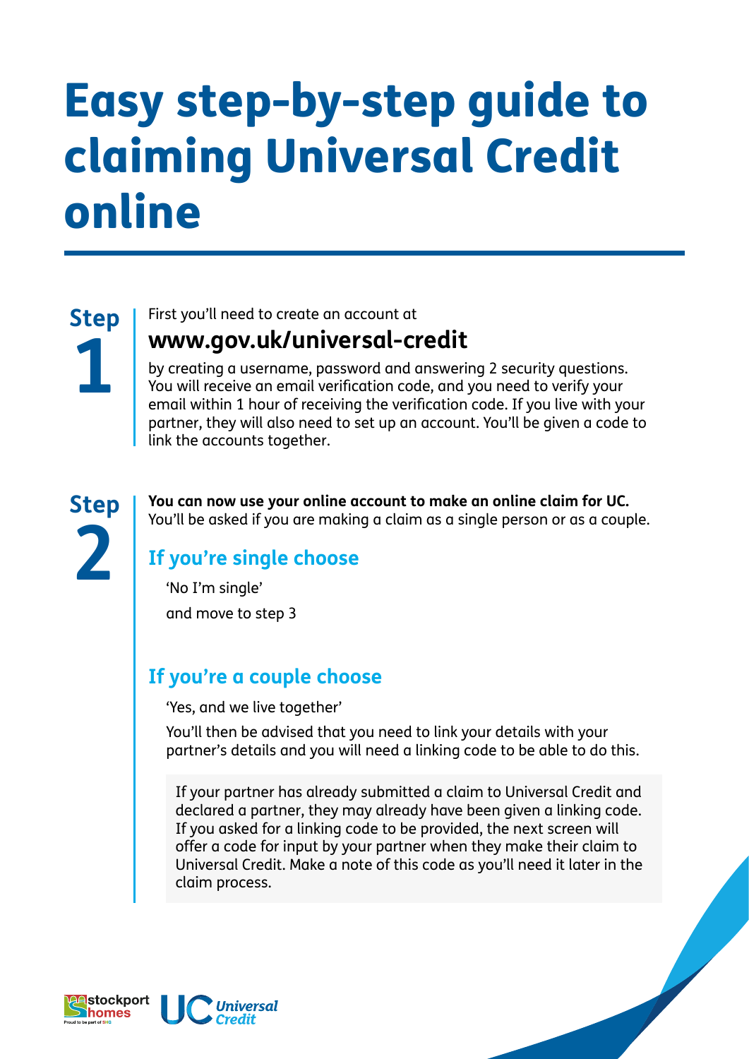# Easy step-by-step guide to claiming Universal Credit online

## Step 1

First you'll need to create an account at

**www.gov.uk/universal-credit**

by creating a username, password and answering 2 security questions. You will receive an email verification code, and you need to verify your email within 1 hour of receiving the verification code. If you live with your partner, they will also need to set up an account. You'll be given a code to link the accounts together.

## Step 2

**You can now use your online account to make an online claim for UC.** You'll be asked if you are making a claim as a single person or as a couple.

### If you're single choose

'No I'm single'

and move to step 3

### If you're a couple choose

'Yes, and we live together'

You'll then be advised that you need to link your details with your partner's details and you will need a linking code to be able to do this.

If your partner has already submitted a claim to Universal Credit and declared a partner, they may already have been given a linking code. If you asked for a linking code to be provided, the next screen will offer a code for input by your partner when they make their claim to Universal Credit. Make a note of this code as you'll need it later in the claim process.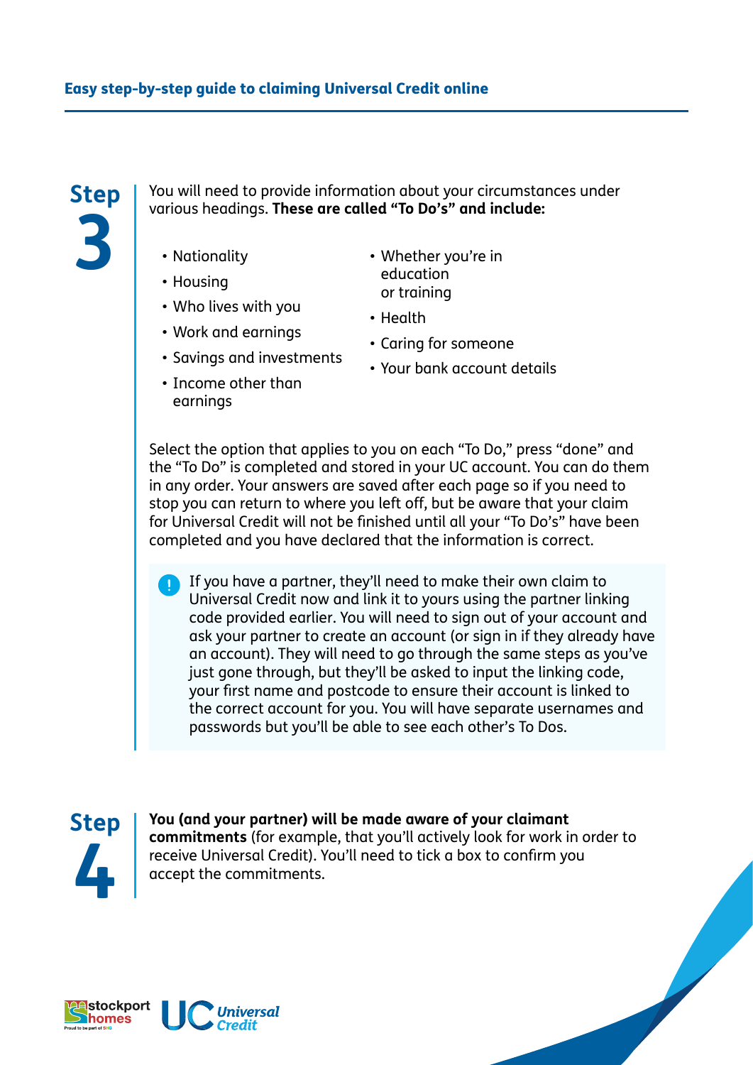## Step 3

You will need to provide information about your circumstances under various headings. **These are called "To Do's" and include:**

- Nationality
- Housing
- Who lives with you
- Work and earnings
- Savings and investments
- Income other than earnings
- Whether you're in education or training
- Health
- Caring for someone
- Your bank account details

Select the option that applies to you on each "To Do," press "done" and the "To Do" is completed and stored in your UC account. You can do them in any order. Your answers are saved after each page so if you need to stop you can return to where you left off, but be aware that your claim for Universal Credit will not be finished until all your "To Do's" have been completed and you have declared that the information is correct.

> ! If you have a partner, they'll need to make their own claim to Universal Credit now and link it to yours using the partner linking code provided earlier. You will need to sign out of your account and ask your partner to create an account (or sign in if they already have an account). They will need to go through the same steps as you've just gone through, but they'll be asked to input the linking code, your first name and postcode to ensure their account is linked to the correct account for you. You will have separate usernames and passwords but you'll be able to see each other's To Dos.

## Step 4

**You (and your partner) will be made aware of your claimant commitments** (for example, that you'll actively look for work in order to receive Universal Credit). You'll need to tick a box to confirm you accept the commitments.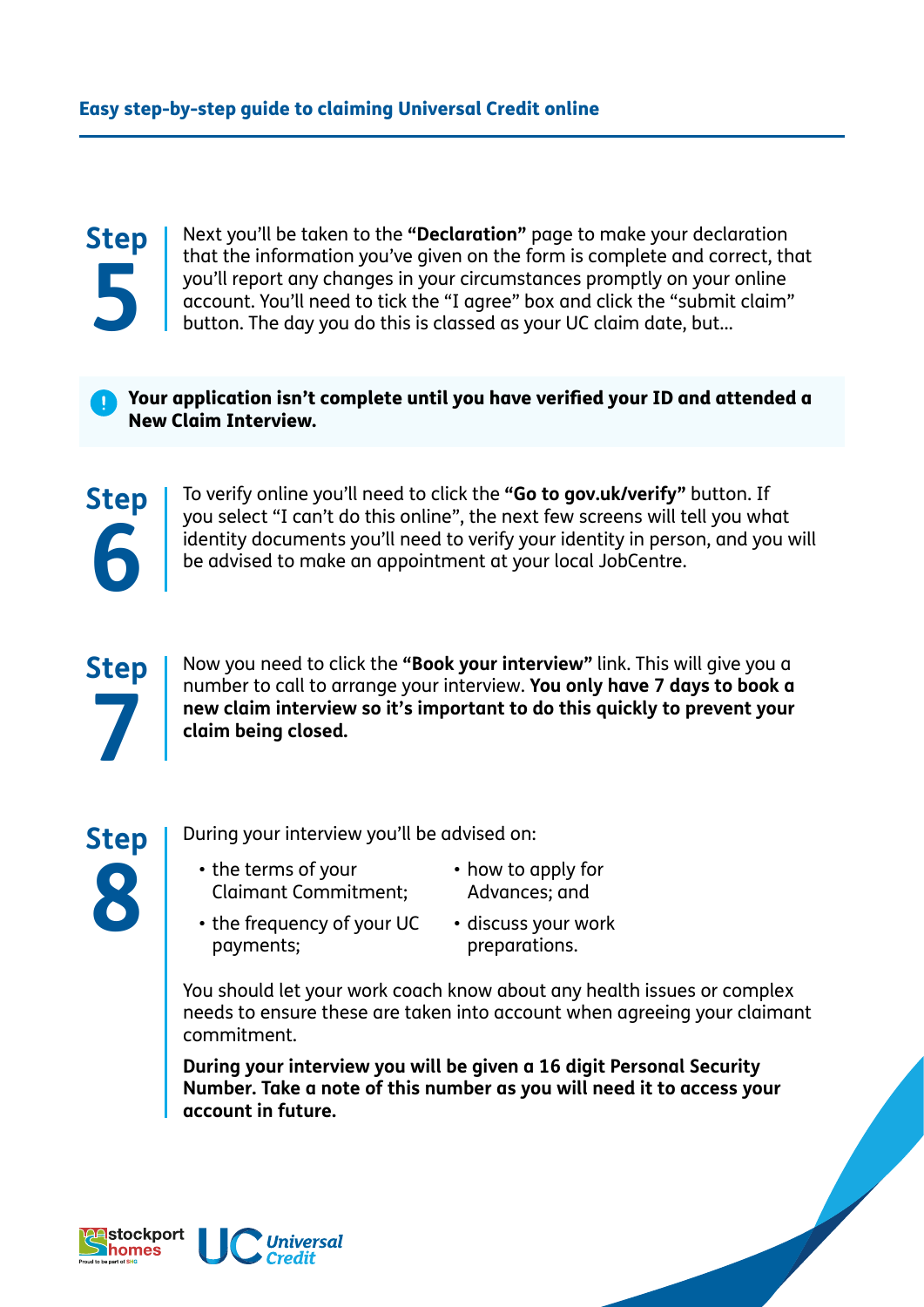## Step 5

Next you'll be taken to the **"Declaration"** page to make your declaration that the information you've given on the form is complete and correct, that you'll report any changes in your circumstances promptly on your online account. You'll need to tick the "I agree" box and click the "submit claim" button. The day you do this is classed as your UC claim date, but...

**Your application isn't complete until you have verified your ID and attended a New Claim Interview.**

## Step 6

To verify online you'll need to click the **"Go to gov.uk/verify"** button. If you select "I can't do this online", the next few screens will tell you what identity documents you'll need to verify your identity in person, and you will be advised to make an appointment at your local JobCentre.

## Step 7

Now you need to click the **"Book your interview"** link. This will give you a number to call to arrange your interview. **You only have 7 days to book a new claim interview so it's important to do this quickly to prevent your claim being closed.**

## Step 8

During your interview you'll be advised on:

- the terms of your Claimant Commitment;
- the frequency of your UC payments;
- how to apply for Advances; and
- discuss your work preparations.

You should let your work coach know about any health issues or complex needs to ensure these are taken into account when agreeing your claimant commitment.

**During your interview you will be given a 16 digit Personal Security Number. Take a note of this number as you will need it to access your account in future.**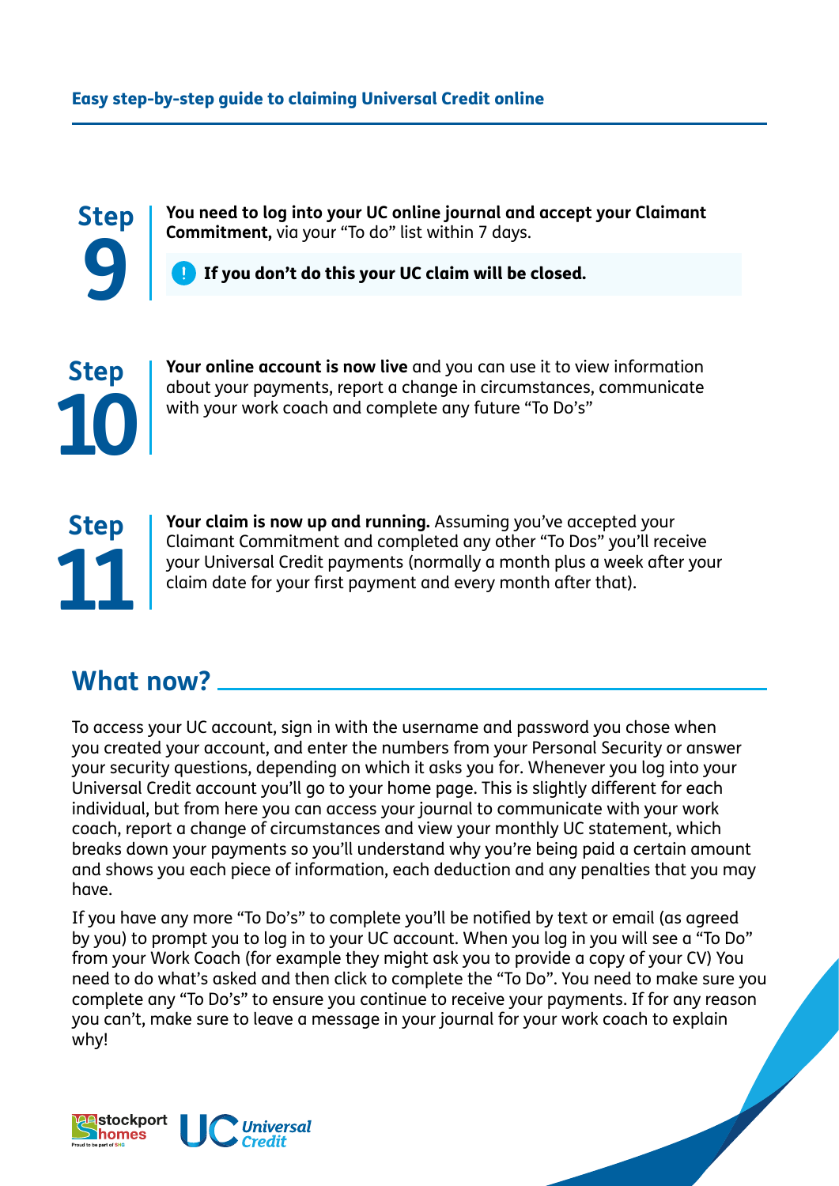## Step 9

**You need to log into your UC online journal and accept your Claimant Commitment,** via your "To do" list within 7 days.

! **If you don't do this your UC claim will be closed.**

## Step 10

**Your online account is now live** and you can use it to view information about your payments, report a change in circumstances, communicate with your work coach and complete any future "To Do's"

## Step 11

**Your claim is now up and running.** Assuming you've accepted your Claimant Commitment and completed any other "To Dos" you'll receive your Universal Credit payments (normally a month plus a week after your claim date for your first payment and every month after that).

## What now?

To access your UC account, sign in with the username and password you chose when you created your account, and enter the numbers from your Personal Security or answer your security questions, depending on which it asks you for. Whenever you log into your Universal Credit account you'll go to your home page. This is slightly different for each individual, but from here you can access your journal to communicate with your work coach, report a change of circumstances and view your monthly UC statement, which breaks down your payments so you'll understand why you're being paid a certain amount and shows you each piece of information, each deduction and any penalties that you may have.

If you have any more "To Do's" to complete you'll be notified by text or email (as agreed by you) to prompt you to log in to your UC account. When you log in you will see a "To Do" from your Work Coach (for example they might ask you to provide a copy of your CV) You need to do what's asked and then click to complete the "To Do". You need to make sure you complete any "To Do's" to ensure you continue to receive your payments. If for any reason you can't, make sure to leave a message in your journal for your work coach to explain why!